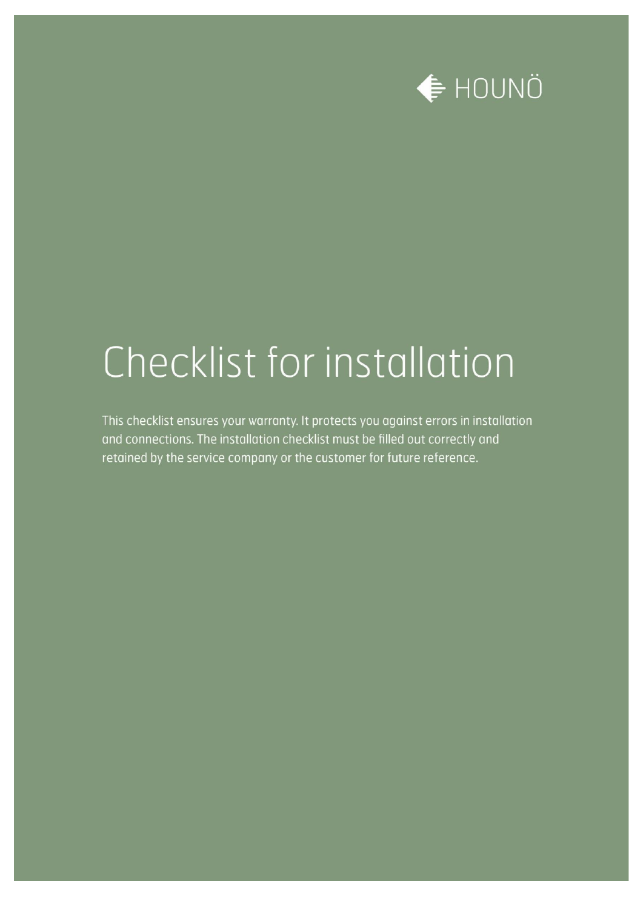HOUNÖ

# Checklist for installation

This checklist ensures your warranty. It protects you against errors in installation and connections. The installation checklist must be filled out correctly and retained by the service company or the customer for future reference.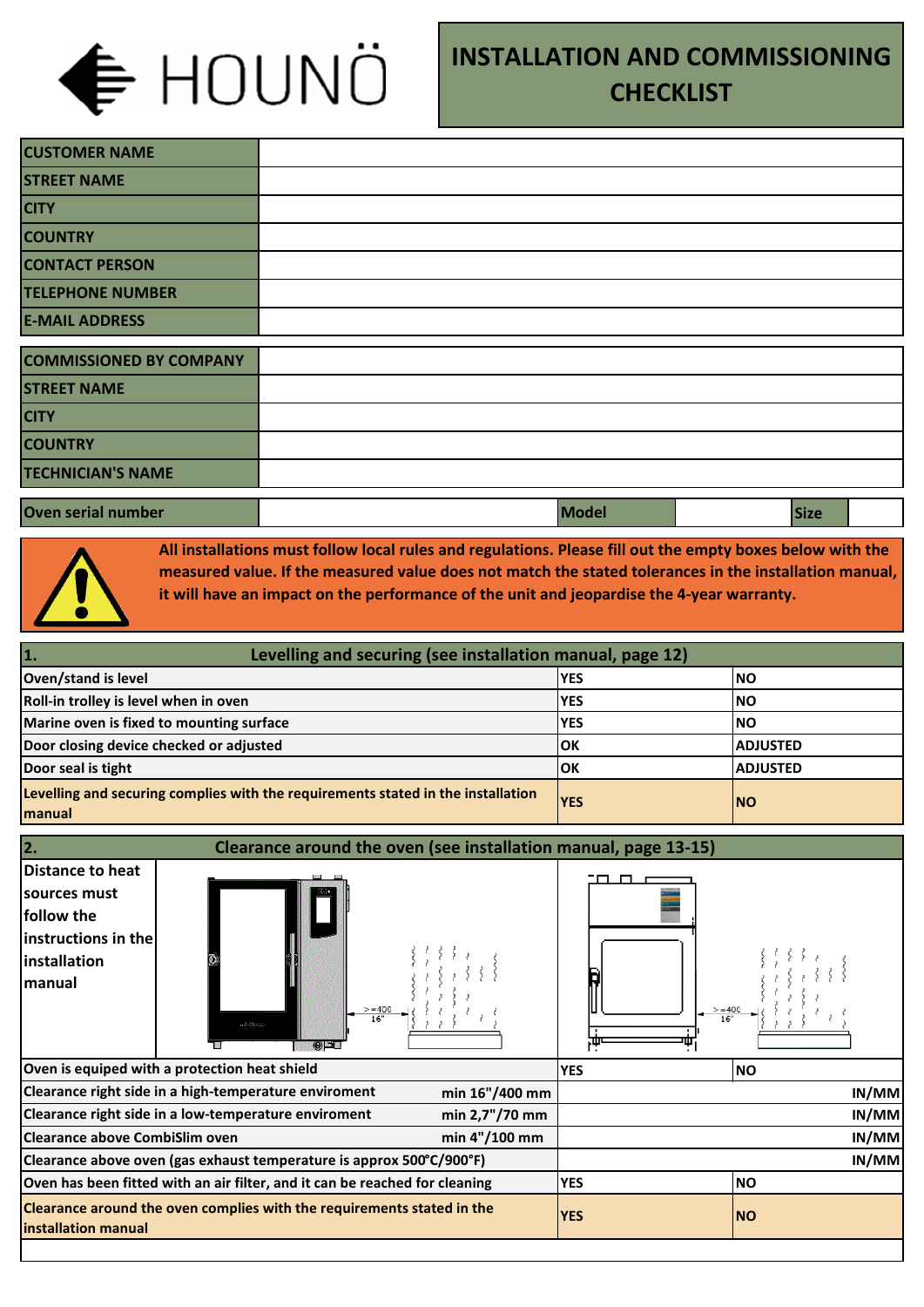HOUNÖ

# INSTALLATION AND COMMISSIONING CHECKLIST

| CUSTOMER NAME | |
|---|---|
| STREET NAME | |
| CITY | |
| COUNTRY | |
| CONTACT PERSON | |
| TELEPHONE NUMBER | |
| E-MAIL ADDRESS | |

| COMMISSIONED BY COMPANY | |
|---|---|
| STREET NAME | |
| CITY | |
| COUNTRY | |
| TECHNICIAN'S NAME | |

| Oven serial number | | Model | | Size | |
|---|---|---|---|---|---|

**All installations must follow local rules and regulations. Please fill out the empty boxes below with the measured value. If the measured value does not match the stated tolerances in the installation manual, it will have an impact on the performance of the unit and jeopardise the 4-year warranty.**

| 1. Levelling and securing (see installation manual, page 12) | | |
|---|---|---|
| Oven/stand is level | YES | NO |
| Roll-in trolley is level when in oven | YES | NO |
| Marine oven is fixed to mounting surface | YES | NO |
| Door closing device checked or adjusted | OK | ADJUSTED |
| Door seal is tight | OK | ADJUSTED |
| Levelling and securing complies with the requirements stated in the installation manual | YES | NO |

| 2. Clearance around the oven (see installation manual, page 13-15) | | | |
|---|---|---|---|
| Distance to heat sources must follow the instructions in the installation manual | >=400 16" | | >=400 16" |
| Oven is equiped with a protection heat shield | | YES | NO |
| Clearance right side in a high-temperature enviroment | min 16"/400 mm | | IN/MM |
| Clearance right side in a low-temperature enviroment | min 2,7"/70 mm | | IN/MM |
| Clearance above CombiSlim oven | min 4"/100 mm | | IN/MM |
| Clearance above oven (gas exhaust temperature is approx 500°C/900°F) | | | IN/MM |
| Oven has been fitted with an air filter, and it can be reached for cleaning | | YES | NO |
| Clearance around the oven complies with the requirements stated in the installation manual | | YES | NO |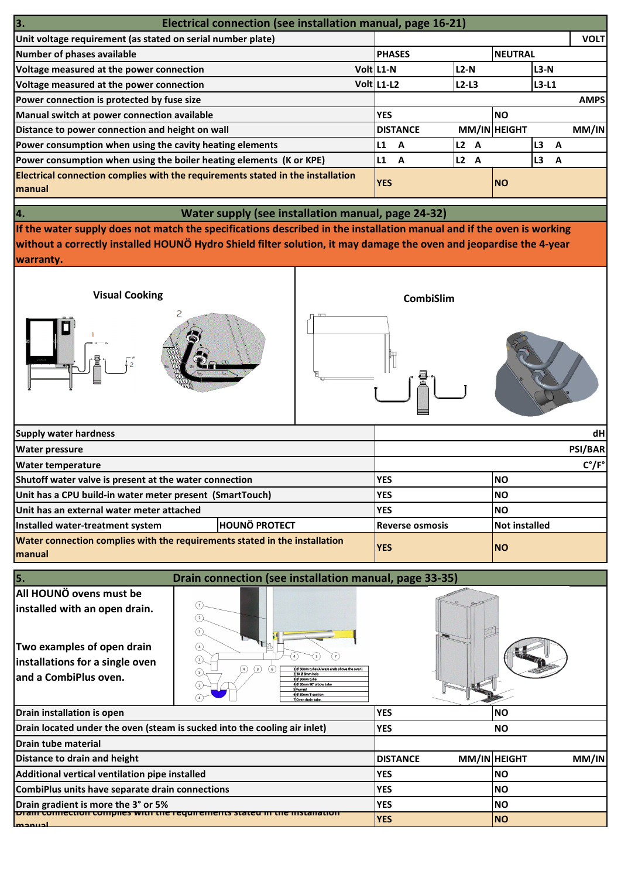## 3. Electrical connection (see installation manual, page 16-21)

| | | | | |
|---|---|---|---|---|
| Unit voltage requirement (as stated on serial number plate) | | | | VOLT |
| Number of phases available | PHASES | | NEUTRAL | |
| Voltage measured at the power connection Volt | L1-N | L2-N | L3-N | |
| Voltage measured at the power connection Volt | L1-L2 | L2-L3 | L3-L1 | |
| Power connection is protected by fuse size | | | | AMPS |
| Manual switch at power connection available | YES | | NO | |
| Distance to power connection and height on wall | DISTANCE | MM/IN | HEIGHT | MM/IN |
| Power consumption when using the cavity heating elements | L1 A | L2 A | L3 A | |
| Power consumption when using the boiler heating elements (K or KPE) | L1 A | L2 A | L3 A | |
| Electrical connection complies with the requirements stated in the installation manual | YES | | NO | |

## 4. Water supply (see installation manual, page 24-32)

**If the water supply does not match the specifications described in the installation manual and if the oven is working without a correctly installed HOUNÖ Hydro Shield filter solution, it may damage the oven and jeopardise the 4-year warranty.**

Visual Cooking

CombiSlim

| | | | |
|---|---|---|---|
| Supply water hardness | | | dH |
| Water pressure | | | PSI/BAR |
| Water temperature | | | C°/F° |
| Shutoff water valve is present at the water connection | | YES | NO |
| Unit has a CPU build-in water meter present (SmartTouch) | | YES | NO |
| Unit has an external water meter attached | | YES | NO |
| Installed water-treatment system | HOUNÖ PROTECT | Reverse osmosis | Not installed |
| Water connection complies with the requirements stated in the installation manual | | YES | NO |

## 5. Drain connection (see installation manual, page 33-35)

**All HOUNÖ ovens must be installed with an open drain.**

**Two examples of open drain installations for a single oven and a CombiPlus oven.**

1. Ø 50mm tube (Always ends above the oven)
2. 3X Ø 8mm hols
3. Ø 50mm tube
4. Ø 50mm 90° elbow tube
5. Funnel
6. Ø 50mm T-section
7. Oven drain tube.

| | | | | |
|---|---|---|---|---|
| Drain installation is open | YES | | NO | |
| Drain located under the oven (steam is sucked into the cooling air inlet) | YES | | NO | |
| Drain tube material | | | | |
| Distance to drain and height | DISTANCE | MM/IN | HEIGHT | MM/IN |
| Additional vertical ventilation pipe installed | YES | | NO | |
| CombiPlus units have separate drain connections | YES | | NO | |
| Drain gradient is more the 3° or 5% | YES | | NO | |
| Drain connection complies with the requirements stated in the installation manual | YES | | NO | |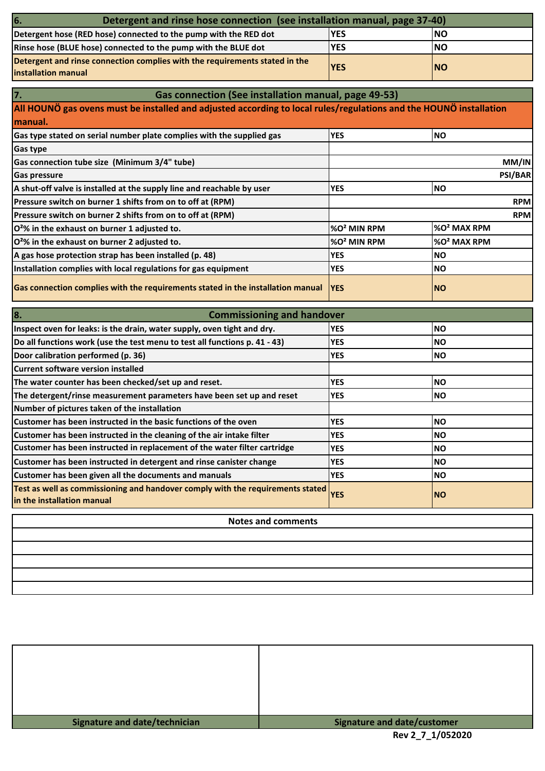| 6. Detergent and rinse hose connection (see installation manual, page 37-40) | | |
|---|---|---|
| Detergent hose (RED hose) connected to the pump with the RED dot | YES | NO |
| Rinse hose (BLUE hose) connected to the pump with the BLUE dot | YES | NO |
| Detergent and rinse connection complies with the requirements stated in the installation manual | YES | NO |

| 7. Gas connection (See installation manual, page 49-53) | | |
|---|---|---|
| All HOUNÖ gas ovens must be installed and adjusted according to local rules/regulations and the HOUNÖ installation manual. | | |
| Gas type stated on serial number plate complies with the supplied gas | YES | NO |
| Gas type | | |
| Gas connection tube size (Minimum 3/4" tube) | | MM/IN |
| Gas pressure | | PSI/BAR |
| A shut-off valve is installed at the supply line and reachable by user | YES | NO |
| Pressure switch on burner 1 shifts from on to off at (RPM) | | RPM |
| Pressure switch on burner 2 shifts from on to off at (RPM) | | RPM |
| $O^2$% in the exhaust on burner 1 adjusted to. | %$O^2$ MIN RPM | %$O^2$ MAX RPM |
| $O^2$% in the exhaust on burner 2 adjusted to. | %$O^2$ MIN RPM | %$O^2$ MAX RPM |
| A gas hose protection strap has been installed (p. 48) | YES | NO |
| Installation complies with local regulations for gas equipment | YES | NO |
| Gas connection complies with the requirements stated in the installation manual | YES | NO |

| 8. Commissioning and handover | | |
|---|---|---|
| Inspect oven for leaks: is the drain, water supply, oven tight and dry. | YES | NO |
| Do all functions work (use the test menu to test all functions p. 41 - 43) | YES | NO |
| Door calibration performed (p. 36) | YES | NO |
| Current software version installed | | |
| The water counter has been checked/set up and reset. | YES | NO |
| The detergent/rinse measurement parameters have been set up and reset | YES | NO |
| Number of pictures taken of the installation | | |
| Customer has been instructed in the basic functions of the oven | YES | NO |
| Customer has been instructed in the cleaning of the air intake filter | YES | NO |
| Customer has been instructed in replacement of the water filter cartridge | YES | NO |
| Customer has been instructed in detergent and rinse canister change | YES | NO |
| Customer has been given all the documents and manuals | YES | NO |
| Test as well as commissioning and handover comply with the requirements stated in the installation manual | YES | NO |

| Notes and comments |
|---|
| |
| |
| |
| |
| |

| | |
|---|---|
| | |
| Signature and date/technician | Signature and date/customer |

Rev 2_7_1/052020